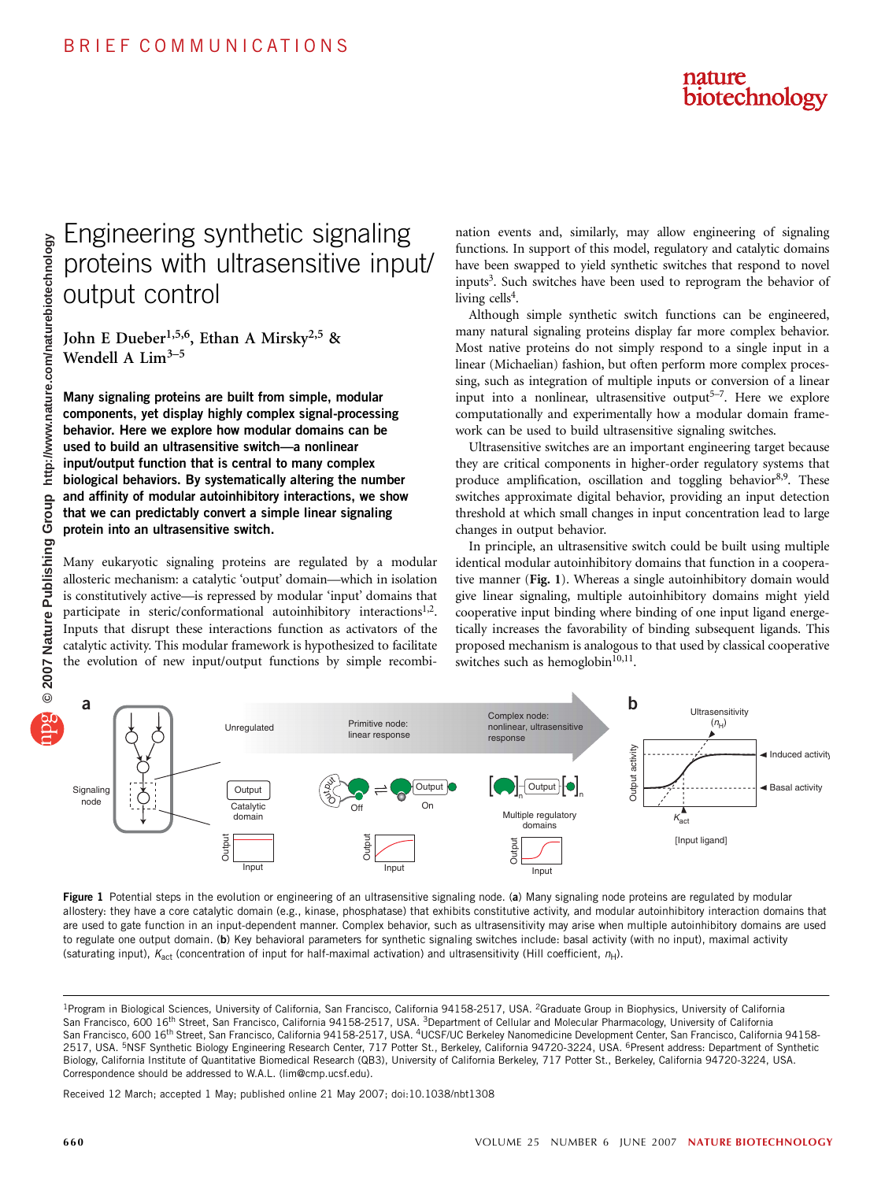# Engineering synthetic signaling proteins with ultrasensitive input/output control

**John E Dueber[1,5,6], Ethan A Mirsky[2,5] & Wendell A Lim[3–5]**

**Many signaling proteins are built from simple, modular components, yet display highly complex signal-processing behavior. Here we explore how modular domains can be used to build an ultrasensitive switch—a nonlinear input/output function that is central to many complex biological behaviors. By systematically altering the number and affinity of modular autoinhibitory interactions, we show that we can predictably convert a simple linear signaling protein into an ultrasensitive switch.**

Many eukaryotic signaling proteins are regulated by a modular allosteric mechanism: a catalytic 'output' domain—which in isolation is constitutively active—is repressed by modular 'input' domains that participate in steric/conformational autoinhibitory interactions[1,2]. Inputs that disrupt these interactions function as activators of the catalytic activity. This modular framework is hypothesized to facilitate the evolution of new input/output functions by simple recombination events and, similarly, may allow engineering of signaling functions. In support of this model, regulatory and catalytic domains have been swapped to yield synthetic switches that respond to novel inputs[3]. Such switches have been used to reprogram the behavior of living cells[4].

Although simple synthetic switch functions can be engineered, many natural signaling proteins display far more complex behavior. Most native proteins do not simply respond to a single input in a linear (Michaelian) fashion, but often perform more complex processing, such as integration of multiple inputs or conversion of a linear input into a nonlinear, ultrasensitive output[5–7]. Here we explore computationally and experimentally how a modular domain framework can be used to build ultrasensitive signaling switches.

Ultrasensitive switches are an important engineering target because they are critical components in higher-order regulatory systems that produce amplification, oscillation and toggling behavior[8,9]. These switches approximate digital behavior, providing an input detection threshold at which small changes in input concentration lead to large changes in output behavior.

In principle, an ultrasensitive switch could be built using multiple identical modular autoinhibitory domains that function in a cooperative manner (**Fig. 1**). Whereas a single autoinhibitory domain would give linear signaling, multiple autoinhibitory domains might yield cooperative input binding where binding of one input ligand energetically increases the favorability of binding subsequent ligands. This proposed mechanism is analogous to that used by classical cooperative switches such as hemoglobin[10,11].

**Figure 1** Potential steps in the evolution or engineering of an ultrasensitive signaling node. (**a**) Many signaling node proteins are regulated by modular allostery: they have a core catalytic domain (e.g., kinase, phosphatase) that exhibits constitutive activity, and modular autoinhibitory interaction domains that are used to gate function in an input-dependent manner. Complex behavior, such as ultrasensitivity may arise when multiple autoinhibitory domains are used to regulate one output domain. (**b**) Key behavioral parameters for synthetic signaling switches include: basal activity (with no input), maximal activity (saturating input), $K_{act}$ (concentration of input for half-maximal activation) and ultrasensitivity (Hill coefficient, $n_H$).

[1]Program in Biological Sciences, University of California, San Francisco, California 94158-2517, USA. [2]Graduate Group in Biophysics, University of California San Francisco, 600 16th Street, San Francisco, California 94158-2517, USA. [3]Department of Cellular and Molecular Pharmacology, University of California San Francisco, 600 16th Street, San Francisco, California 94158-2517, USA. [4]UCSF/UC Berkeley Nanomedicine Development Center, San Francisco, California 94158-2517, USA. [5]NSF Synthetic Biology Engineering Research Center, 717 Potter St., Berkeley, California 94720-3224, USA. [6]Present address: Department of Synthetic Biology, California Institute of Quantitative Biomedical Research (QB3), University of California Berkeley, 717 Potter St., Berkeley, California 94720-3224, USA. Correspondence should be addressed to W.A.L. (lim@cmp.ucsf.edu).

Received 12 March; accepted 1 May; published online 21 May 2007; doi:10.1038/nbt1308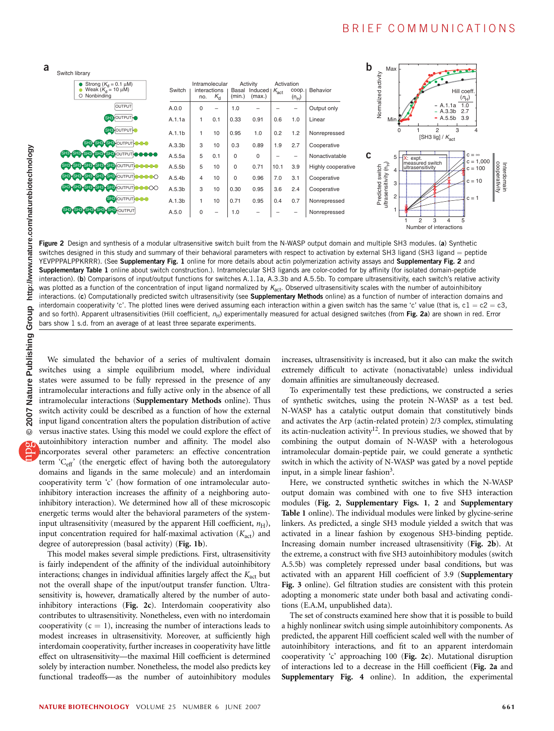| Switch | Intramolecular interactions no. | $K_d$ | Activity Basal (min.) | Induced (max.) | Activation $K_{act}$ | coop. ($n_H$) | Behavior |
|---|---|---|---|---|---|---|---|
| A.0.0 | 0 | – | 1.0 | – | – | – | Output only |
| A.1.1a | 1 | 0.1 | 0.33 | 0.91 | 0.6 | 1.0 | Linear |
| A.1.1b | 1 | 10 | 0.95 | 1.0 | 0.2 | 1.2 | Nonrepressed |
| A.3.3b | 3 | 10 | 0.3 | 0.89 | 1.9 | 2.7 | Cooperative |
| A.5.5a | 5 | 0.1 | 0 | 0 | – | – | Nonactivatable |
| A.5.5b | 5 | 10 | 0 | 0.71 | 10.1 | 3.9 | Highly cooperative |
| A.5.4b | 4 | 10 | 0 | 0.96 | 7.0 | 3.1 | Cooperative |
| A.5.3b | 3 | 10 | 0.30 | 0.95 | 3.6 | 2.4 | Cooperative |
| A.1.3b | 1 | 10 | 0.71 | 0.95 | 0.4 | 0.7 | Nonrepressed |
| A.5.0 | 0 | – | 1.0 | – | – | – | Nonrepressed |

**Figure 2** Design and synthesis of a modular ultrasensitive switch built from the N-WASP output domain and multiple SH3 modules. (**a**) Synthetic switches designed in this study and summary of their behavioral parameters with respect to activation by external SH3 ligand (SH3 ligand = peptide YEVPPPALPPKRRR). (See **Supplementary Fig. 1** online for more details about actin polymerization activity assays and **Supplementary Fig. 2** and **Supplementary Table 1** online about switch construction.). Intramolecular SH3 ligands are color-coded for by affinity (for isolated domain-peptide interaction). (**b**) Comparisons of input/output functions for switches A.1.1a, A.3.3b and A.5.5b. To compare ultrasensitivity, each switch's relative activity was plotted as a function of the concentration of input ligand normalized by $K_{act}$. Observed ultrasensitivity scales with the number of autoinhibitory interactions. (**c**) Computationally predicted switch ultrasensitivity (see **Supplementary Methods** online) as a function of number of interaction domains and interdomain cooperativity 'c'. The plotted lines were derived assuming each interaction within a given switch has the same 'c' value (that is, c1 = c2 = c3, and so forth). Apparent ultrasensitivities (Hill coefficient, $n_H$) experimentally measured for actual designed switches (from **Fig. 2a**) are shown in red. Error bars show 1 s.d. from an average of at least three separate experiments.

We simulated the behavior of a series of multivalent domain switches using a simple equilibrium model, where individual states were assumed to be fully repressed in the presence of any intramolecular interactions and fully active only in the absence of all intramolecular interactions (**Supplementary Methods** online). Thus switch activity could be described as a function of how the external input ligand concentration alters the population distribution of active versus inactive states. Using this model we could explore the effect of autoinhibitory interaction number and affinity. The model also incorporates several other parameters: an effective concentration term '$C_{eff}$' (the energetic effect of having both the autoregulatory domains and ligands in the same molecule) and an interdomain cooperativity term 'c' (how formation of one intramolecular autoinhibitory interaction increases the affinity of a neighboring autoinhibitory interaction). We determined how all of these microscopic energetic terms would alter the behavioral parameters of the system-input ultrasensitivity (measured by the apparent Hill coefficient, $n_H$), input concentration required for half-maximal activation ($K_{act}$) and degree of autorepression (basal activity) (**Fig. 1b**).

This model makes several simple predictions. First, ultrasensitivity is fairly independent of the affinity of the individual autoinhibitory interactions; changes in individual affinities largely affect the $K_{act}$ but not the overall shape of the input/output transfer function. Ultrasensitivity is, however, dramatically altered by the number of autoinhibitory interactions (**Fig. 2c**). Interdomain cooperativity also contributes to ultrasensitivity. Nonetheless, even with no interdomain cooperativity (c = 1), increasing the number of interactions leads to modest increases in ultrasensitivity. Moreover, at sufficiently high interdomain cooperativity, further increases in cooperativity have little effect on ultrasensitivity—the maximal Hill coefficient is determined solely by interaction number. Nonetheless, the model also predicts key functional tradeoffs—as the number of autoinhibitory modules increases, ultrasensitivity is increased, but it also can make the switch extremely difficult to activate (nonactivatable) unless individual domain affinities are simultaneously decreased.

To experimentally test these predictions, we constructed a series of synthetic switches, using the protein N-WASP as a test bed. N-WASP has a catalytic output domain that constitutively binds and activates the Arp (actin-related protein) 2/3 complex, stimulating its actin-nucleation activity[12]. In previous studies, we showed that by combining the output domain of N-WASP with a heterologous intramolecular domain-peptide pair, we could generate a synthetic switch in which the activity of N-WASP was gated by a novel peptide input, in a simple linear fashion[3].

Here, we constructed synthetic switches in which the N-WASP output domain was combined with one to five SH3 interaction modules (**Fig. 2**, **Supplementary Figs. 1, 2** and **Supplementary Table 1** online). The individual modules were linked by glycine-serine linkers. As predicted, a single SH3 module yielded a switch that was activated in a linear fashion by exogenous SH3-binding peptide. Increasing domain number increased ultrasensitivity (**Fig. 2b**). At the extreme, a construct with five SH3 autoinhibitory modules (switch A.5.5b) was completely repressed under basal conditions, but was activated with an apparent Hill coefficient of 3.9 (**Supplementary Fig. 3** online). Gel filtration studies are consistent with this protein adopting a monomeric state under both basal and activating conditions (E.A.M, unpublished data).

The set of constructs examined here show that it is possible to build a highly nonlinear switch using simple autoinhibitory components. As predicted, the apparent Hill coefficient scaled well with the number of autoinhibitory interactions, and fit to an apparent interdomain cooperativity 'c' approaching 100 (**Fig. 2c**). Mutational disruption of interactions led to a decrease in the Hill coefficient (**Fig. 2a** and **Supplementary Fig. 4** online). In addition, the experimental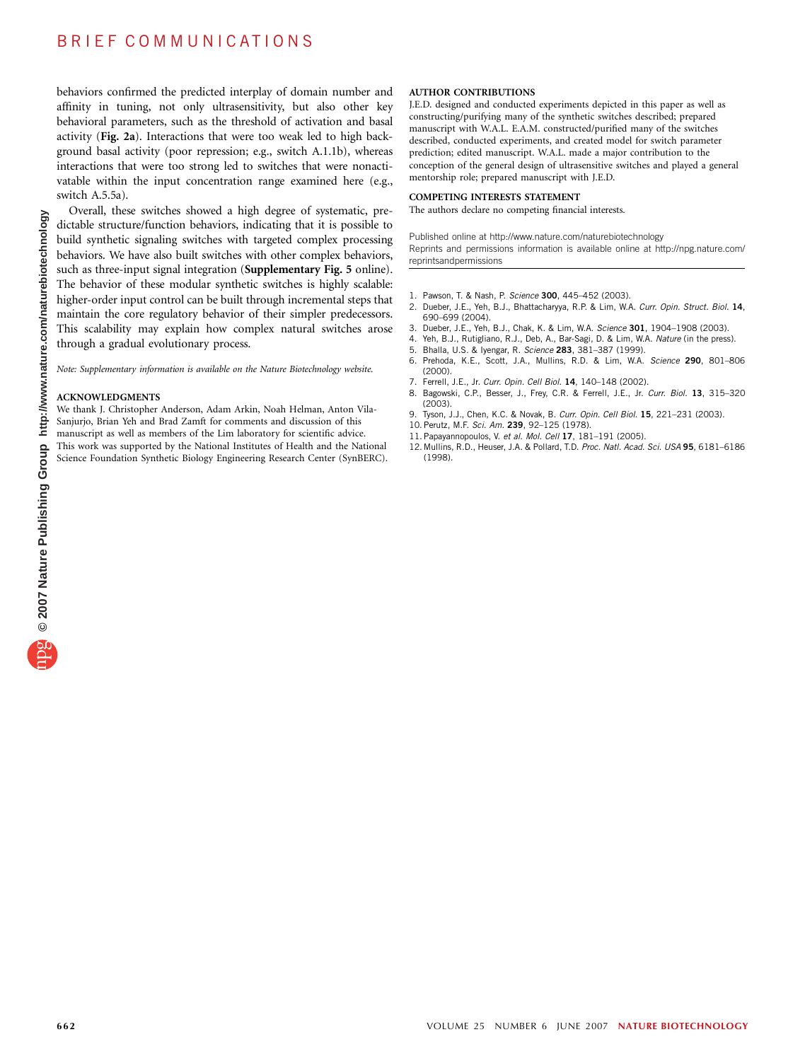behaviors confirmed the predicted interplay of domain number and affinity in tuning, not only ultrasensitivity, but also other key behavioral parameters, such as the threshold of activation and basal activity (**Fig. 2a**). Interactions that were too weak led to high background basal activity (poor repression; e.g., switch A.1.1b), whereas interactions that were too strong led to switches that were nonactivatable within the input concentration range examined here (e.g., switch A.5.5a).

Overall, these switches showed a high degree of systematic, predictable structure/function behaviors, indicating that it is possible to build synthetic signaling switches with targeted complex processing behaviors. We have also built switches with other complex behaviors, such as three-input signal integration (**Supplementary Fig. 5** online). The behavior of these modular synthetic switches is highly scalable: higher-order input control can be built through incremental steps that maintain the core regulatory behavior of their simpler predecessors. This scalability may explain how complex natural switches arose through a gradual evolutionary process.

*Note: Supplementary information is available on the Nature Biotechnology website.*

### ACKNOWLEDGMENTS

We thank J. Christopher Anderson, Adam Arkin, Noah Helman, Anton Vila-Sanjurjo, Brian Yeh and Brad Zamft for comments and discussion of this manuscript as well as members of the Lim laboratory for scientific advice. This work was supported by the National Institutes of Health and the National Science Foundation Synthetic Biology Engineering Research Center (SynBERC).

### AUTHOR CONTRIBUTIONS

J.E.D. designed and conducted experiments depicted in this paper as well as constructing/purifying many of the synthetic switches described; prepared manuscript with W.A.L. E.A.M. constructed/purified many of the switches described, conducted experiments, and created model for switch parameter prediction; edited manuscript. W.A.L. made a major contribution to the conception of the general design of ultrasensitive switches and played a general mentorship role; prepared manuscript with J.E.D.

### COMPETING INTERESTS STATEMENT

The authors declare no competing financial interests.

Published online at http://www.nature.com/naturebiotechnology
Reprints and permissions information is available online at http://npg.nature.com/reprintsandpermissions

1. Pawson, T. & Nash, P. *Science* **300**, 445–452 (2003).
2. Dueber, J.E., Yeh, B.J., Bhattacharyya, R.P. & Lim, W.A. *Curr. Opin. Struct. Biol.* **14**, 690–699 (2004).
3. Dueber, J.E., Yeh, B.J., Chak, K. & Lim, W.A. *Science* **301**, 1904–1908 (2003).
4. Yeh, B.J., Rutigliano, R.J., Deb, A., Bar-Sagi, D. & Lim, W.A. *Nature* (in the press).
5. Bhalla, U.S. & Iyengar, R. *Science* **283**, 381–387 (1999).
6. Prehoda, K.E., Scott, J.A., Mullins, R.D. & Lim, W.A. *Science* **290**, 801–806 (2000).
7. Ferrell, J.E., Jr. *Curr. Opin. Cell Biol.* **14**, 140–148 (2002).
8. Bagowski, C.P., Besser, J., Frey, C.R. & Ferrell, J.E., Jr. *Curr. Biol.* **13**, 315–320 (2003).
9. Tyson, J.J., Chen, K.C. & Novak, B. *Curr. Opin. Cell Biol.* **15**, 221–231 (2003).
10. Perutz, M.F. *Sci. Am.* **239**, 92–125 (1978).
11. Papayannopoulos, V. *et al. Mol. Cell* **17**, 181–191 (2005).
12. Mullins, R.D., Heuser, J.A. & Pollard, T.D. *Proc. Natl. Acad. Sci. USA* **95**, 6181–6186 (1998).